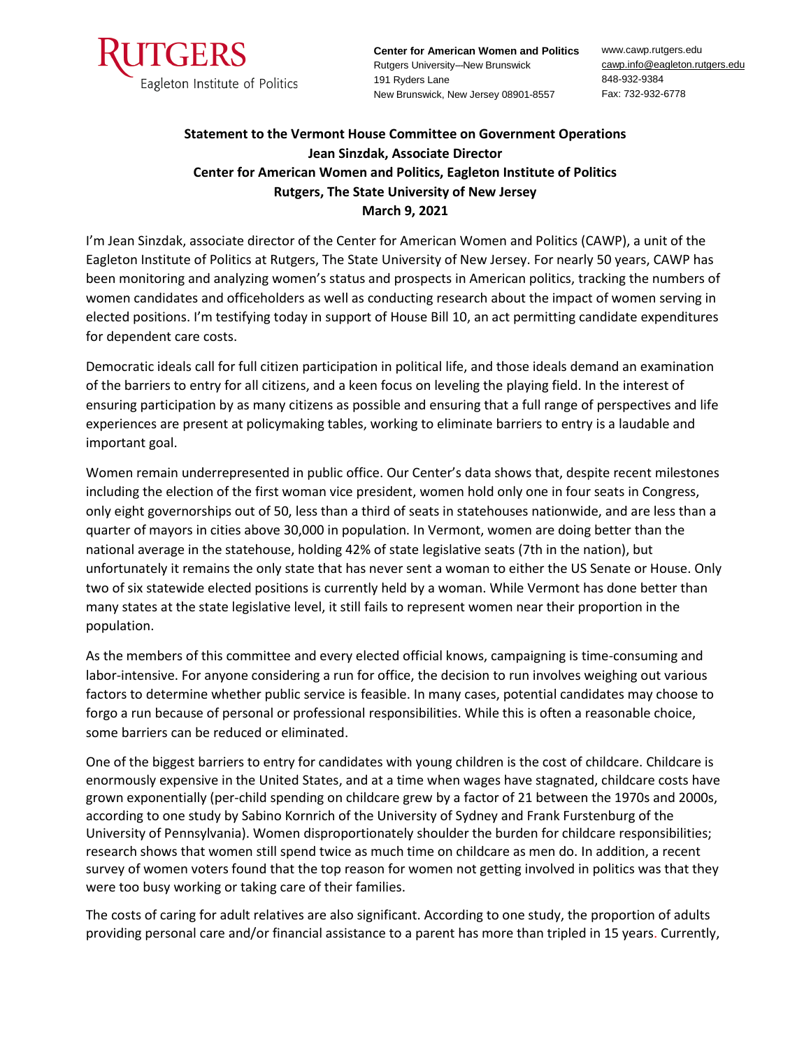RUTGERS
Eagleton Institute of Politics

**Center for American Women and Politics**
Rutgers University–New Brunswick
191 Ryders Lane
New Brunswick, New Jersey 08901-8557

www.cawp.rutgers.edu
cawp.info@eagleton.rutgers.edu
848-932-9384
Fax: 732-932-6778

**Statement to the Vermont House Committee on Government Operations**
**Jean Sinzdak, Associate Director**
**Center for American Women and Politics, Eagleton Institute of Politics**
**Rutgers, The State University of New Jersey**
**March 9, 2021**

I'm Jean Sinzdak, associate director of the Center for American Women and Politics (CAWP), a unit of the Eagleton Institute of Politics at Rutgers, The State University of New Jersey. For nearly 50 years, CAWP has been monitoring and analyzing women's status and prospects in American politics, tracking the numbers of women candidates and officeholders as well as conducting research about the impact of women serving in elected positions. I'm testifying today in support of House Bill 10, an act permitting candidate expenditures for dependent care costs.

Democratic ideals call for full citizen participation in political life, and those ideals demand an examination of the barriers to entry for all citizens, and a keen focus on leveling the playing field. In the interest of ensuring participation by as many citizens as possible and ensuring that a full range of perspectives and life experiences are present at policymaking tables, working to eliminate barriers to entry is a laudable and important goal.

Women remain underrepresented in public office. Our Center's data shows that, despite recent milestones including the election of the first woman vice president, women hold only one in four seats in Congress, only eight governorships out of 50, less than a third of seats in statehouses nationwide, and are less than a quarter of mayors in cities above 30,000 in population. In Vermont, women are doing better than the national average in the statehouse, holding 42% of state legislative seats (7th in the nation), but unfortunately it remains the only state that has never sent a woman to either the US Senate or House. Only two of six statewide elected positions is currently held by a woman. While Vermont has done better than many states at the state legislative level, it still fails to represent women near their proportion in the population.

As the members of this committee and every elected official knows, campaigning is time-consuming and labor-intensive. For anyone considering a run for office, the decision to run involves weighing out various factors to determine whether public service is feasible. In many cases, potential candidates may choose to forgo a run because of personal or professional responsibilities. While this is often a reasonable choice, some barriers can be reduced or eliminated.

One of the biggest barriers to entry for candidates with young children is the cost of childcare. Childcare is enormously expensive in the United States, and at a time when wages have stagnated, childcare costs have grown exponentially (per-child spending on childcare grew by a factor of 21 between the 1970s and 2000s, according to one study by Sabino Kornrich of the University of Sydney and Frank Furstenburg of the University of Pennsylvania). Women disproportionately shoulder the burden for childcare responsibilities; research shows that women still spend twice as much time on childcare as men do. In addition, a recent survey of women voters found that the top reason for women not getting involved in politics was that they were too busy working or taking care of their families.

The costs of caring for adult relatives are also significant. According to one study, the proportion of adults providing personal care and/or financial assistance to a parent has more than tripled in 15 years. Currently,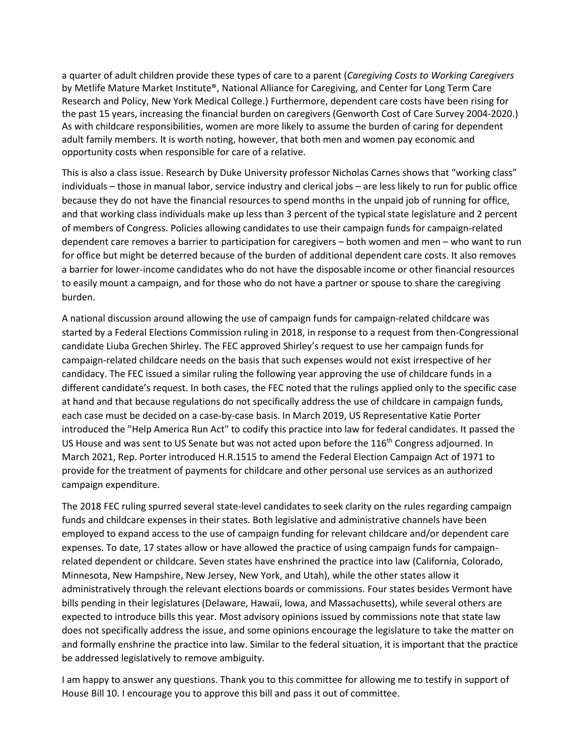a quarter of adult children provide these types of care to a parent (*Caregiving Costs to Working Caregivers* by Metlife Mature Market Institute®, National Alliance for Caregiving, and Center for Long Term Care Research and Policy, New York Medical College.) Furthermore, dependent care costs have been rising for the past 15 years, increasing the financial burden on caregivers (Genworth Cost of Care Survey 2004-2020.) As with childcare responsibilities, women are more likely to assume the burden of caring for dependent adult family members. It is worth noting, however, that both men and women pay economic and opportunity costs when responsible for care of a relative.

This is also a class issue. Research by Duke University professor Nicholas Carnes shows that "working class" individuals – those in manual labor, service industry and clerical jobs – are less likely to run for public office because they do not have the financial resources to spend months in the unpaid job of running for office, and that working class individuals make up less than 3 percent of the typical state legislature and 2 percent of members of Congress. Policies allowing candidates to use their campaign funds for campaign-related dependent care removes a barrier to participation for caregivers – both women and men – who want to run for office but might be deterred because of the burden of additional dependent care costs. It also removes a barrier for lower-income candidates who do not have the disposable income or other financial resources to easily mount a campaign, and for those who do not have a partner or spouse to share the caregiving burden.

A national discussion around allowing the use of campaign funds for campaign-related childcare was started by a Federal Elections Commission ruling in 2018, in response to a request from then-Congressional candidate Liuba Grechen Shirley. The FEC approved Shirley's request to use her campaign funds for campaign-related childcare needs on the basis that such expenses would not exist irrespective of her candidacy. The FEC issued a similar ruling the following year approving the use of childcare funds in a different candidate's request. In both cases, the FEC noted that the rulings applied only to the specific case at hand and that because regulations do not specifically address the use of childcare in campaign funds, each case must be decided on a case-by-case basis. In March 2019, US Representative Katie Porter introduced the "Help America Run Act" to codify this practice into law for federal candidates. It passed the US House and was sent to US Senate but was not acted upon before the 116th Congress adjourned. In March 2021, Rep. Porter introduced H.R.1515 to amend the Federal Election Campaign Act of 1971 to provide for the treatment of payments for childcare and other personal use services as an authorized campaign expenditure.

The 2018 FEC ruling spurred several state-level candidates to seek clarity on the rules regarding campaign funds and childcare expenses in their states. Both legislative and administrative channels have been employed to expand access to the use of campaign funding for relevant childcare and/or dependent care expenses. To date, 17 states allow or have allowed the practice of using campaign funds for campaign-related dependent or childcare. Seven states have enshrined the practice into law (California, Colorado, Minnesota, New Hampshire, New Jersey, New York, and Utah), while the other states allow it administratively through the relevant elections boards or commissions. Four states besides Vermont have bills pending in their legislatures (Delaware, Hawaii, Iowa, and Massachusetts), while several others are expected to introduce bills this year. Most advisory opinions issued by commissions note that state law does not specifically address the issue, and some opinions encourage the legislature to take the matter on and formally enshrine the practice into law. Similar to the federal situation, it is important that the practice be addressed legislatively to remove ambiguity.

I am happy to answer any questions. Thank you to this committee for allowing me to testify in support of House Bill 10. I encourage you to approve this bill and pass it out of committee.